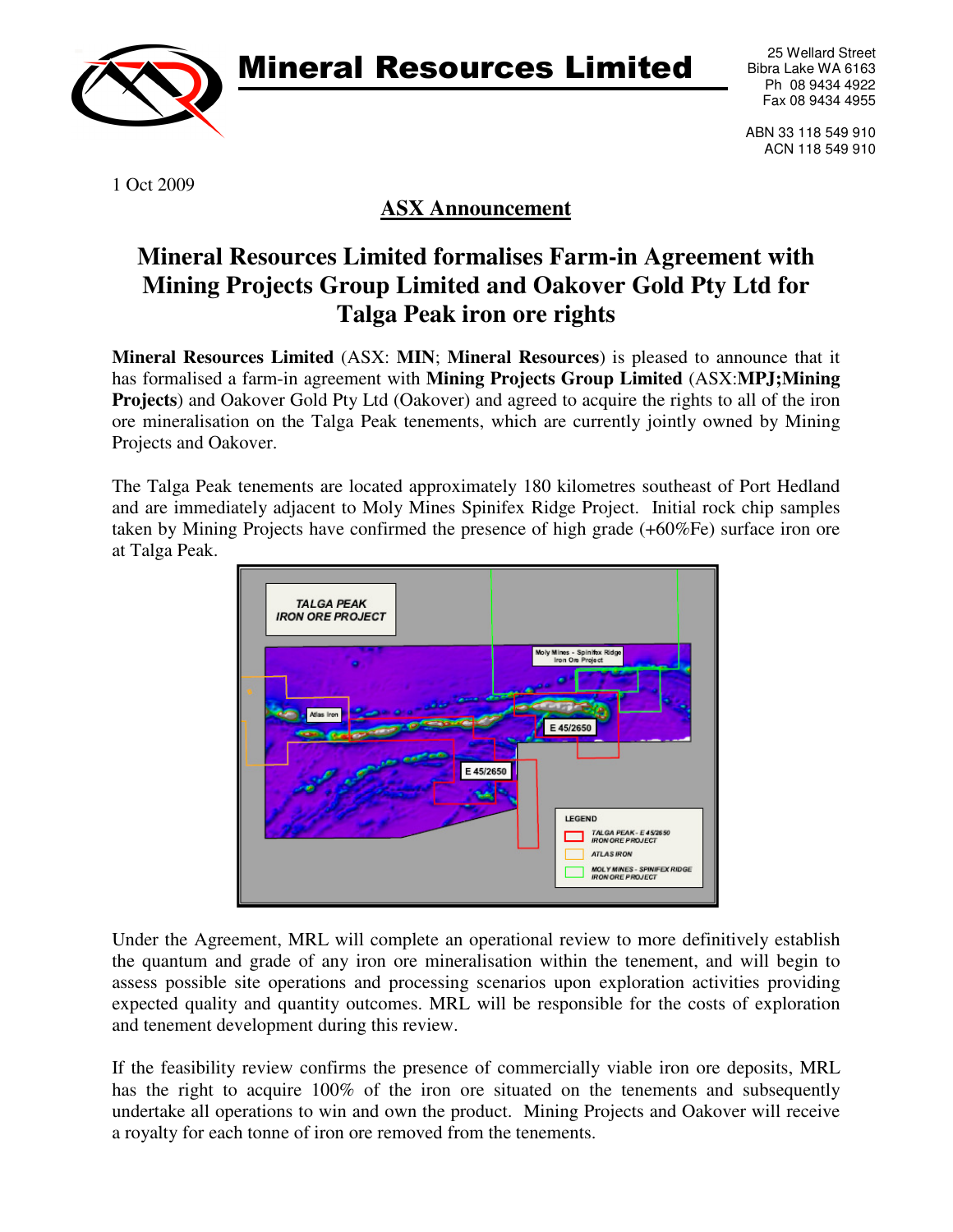# Mineral Resources Limited

25 Wellard Street
Bibra Lake WA 6163
Ph 08 9434 4922
Fax 08 9434 4955

ABN 33 118 549 910
ACN 118 549 910

1 Oct 2009

## ASX Announcement

## Mineral Resources Limited formalises Farm-in Agreement with Mining Projects Group Limited and Oakover Gold Pty Ltd for Talga Peak iron ore rights

**Mineral Resources Limited** (ASX: **MIN**; **Mineral Resources**) is pleased to announce that it has formalised a farm-in agreement with **Mining Projects Group Limited** (ASX:**MPJ;Mining Projects**) and Oakover Gold Pty Ltd (Oakover) and agreed to acquire the rights to all of the iron ore mineralisation on the Talga Peak tenements, which are currently jointly owned by Mining Projects and Oakover.

The Talga Peak tenements are located approximately 180 kilometres southeast of Port Hedland and are immediately adjacent to Moly Mines Spinifex Ridge Project. Initial rock chip samples taken by Mining Projects have confirmed the presence of high grade (+60%Fe) surface iron ore at Talga Peak.

Under the Agreement, MRL will complete an operational review to more definitively establish the quantum and grade of any iron ore mineralisation within the tenement, and will begin to assess possible site operations and processing scenarios upon exploration activities providing expected quality and quantity outcomes. MRL will be responsible for the costs of exploration and tenement development during this review.

If the feasibility review confirms the presence of commercially viable iron ore deposits, MRL has the right to acquire 100% of the iron ore situated on the tenements and subsequently undertake all operations to win and own the product. Mining Projects and Oakover will receive a royalty for each tonne of iron ore removed from the tenements.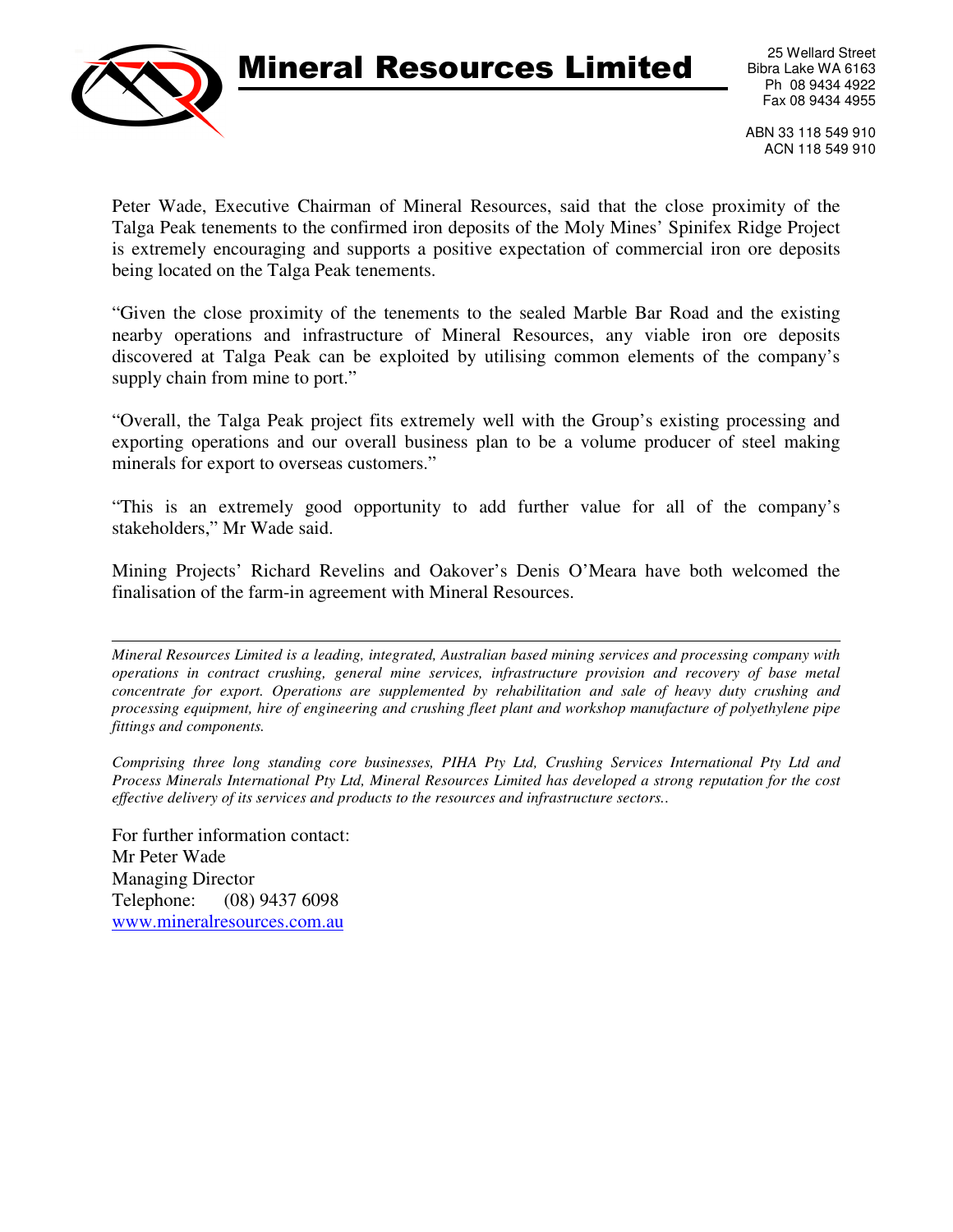Peter Wade, Executive Chairman of Mineral Resources, said that the close proximity of the Talga Peak tenements to the confirmed iron deposits of the Moly Mines' Spinifex Ridge Project is extremely encouraging and supports a positive expectation of commercial iron ore deposits being located on the Talga Peak tenements.

"Given the close proximity of the tenements to the sealed Marble Bar Road and the existing nearby operations and infrastructure of Mineral Resources, any viable iron ore deposits discovered at Talga Peak can be exploited by utilising common elements of the company's supply chain from mine to port."

"Overall, the Talga Peak project fits extremely well with the Group's existing processing and exporting operations and our overall business plan to be a volume producer of steel making minerals for export to overseas customers."

"This is an extremely good opportunity to add further value for all of the company's stakeholders," Mr Wade said.

Mining Projects' Richard Revelins and Oakover's Denis O'Meara have both welcomed the finalisation of the farm-in agreement with Mineral Resources.

---

*Mineral Resources Limited is a leading, integrated, Australian based mining services and processing company with operations in contract crushing, general mine services, infrastructure provision and recovery of base metal concentrate for export. Operations are supplemented by rehabilitation and sale of heavy duty crushing and processing equipment, hire of engineering and crushing fleet plant and workshop manufacture of polyethylene pipe fittings and components.*

*Comprising three long standing core businesses, PIHA Pty Ltd, Crushing Services International Pty Ltd and Process Minerals International Pty Ltd, Mineral Resources Limited has developed a strong reputation for the cost effective delivery of its services and products to the resources and infrastructure sectors..*

For further information contact:
Mr Peter Wade
Managing Director
Telephone: (08) 9437 6098
www.mineralresources.com.au